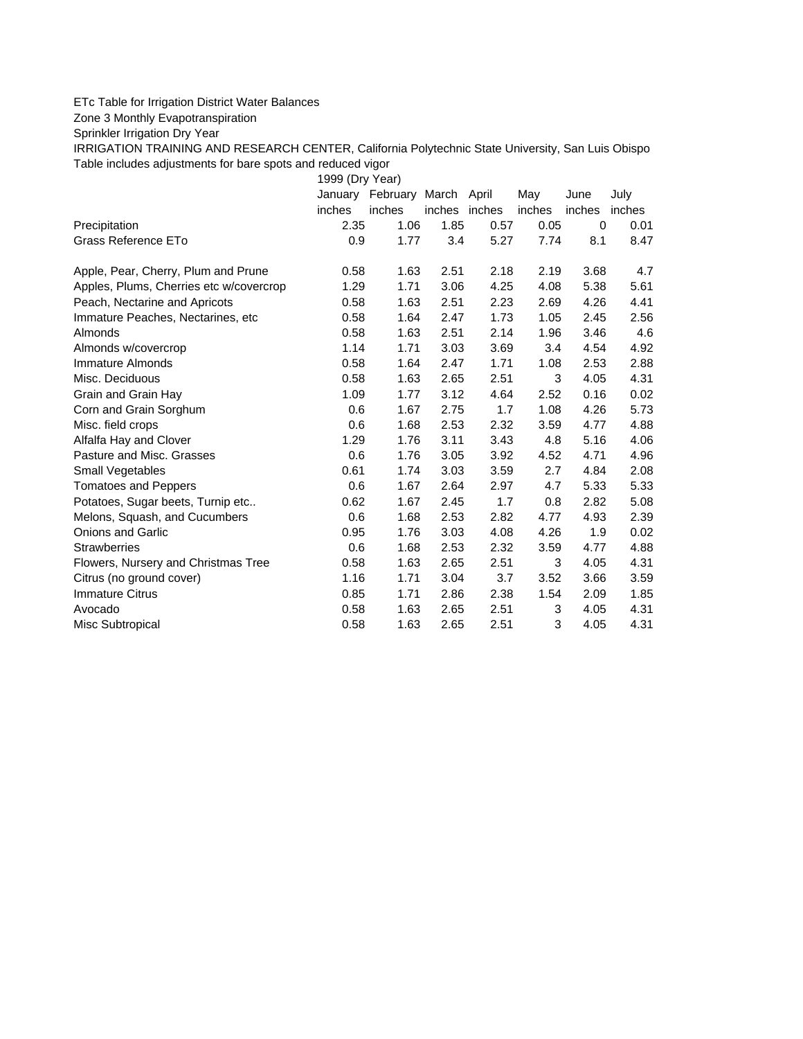ETc Table for Irrigation District Water Balances

Zone 3 Monthly Evapotranspiration

Sprinkler Irrigation Dry Year

IRRIGATION TRAINING AND RESEARCH CENTER, California Polytechnic State University, San Luis Obispo

Table includes adjustments for bare spots and reduced vigor

| | 1999 (Dry Year) | | | | | | |
|---|---|---|---|---|---|---|---|
| | January | February | March | April | May | June | July |
| | inches | inches | inches | inches | inches | inches | inches |
| Precipitation | 2.35 | 1.06 | 1.85 | 0.57 | 0.05 | 0 | 0.01 |
| Grass Reference ETo | 0.9 | 1.77 | 3.4 | 5.27 | 7.74 | 8.1 | 8.47 |
| | | | | | | | |
| Apple, Pear, Cherry, Plum and Prune | 0.58 | 1.63 | 2.51 | 2.18 | 2.19 | 3.68 | 4.7 |
| Apples, Plums, Cherries etc w/covercrop | 1.29 | 1.71 | 3.06 | 4.25 | 4.08 | 5.38 | 5.61 |
| Peach, Nectarine and Apricots | 0.58 | 1.63 | 2.51 | 2.23 | 2.69 | 4.26 | 4.41 |
| Immature Peaches, Nectarines, etc | 0.58 | 1.64 | 2.47 | 1.73 | 1.05 | 2.45 | 2.56 |
| Almonds | 0.58 | 1.63 | 2.51 | 2.14 | 1.96 | 3.46 | 4.6 |
| Almonds w/covercrop | 1.14 | 1.71 | 3.03 | 3.69 | 3.4 | 4.54 | 4.92 |
| Immature Almonds | 0.58 | 1.64 | 2.47 | 1.71 | 1.08 | 2.53 | 2.88 |
| Misc. Deciduous | 0.58 | 1.63 | 2.65 | 2.51 | 3 | 4.05 | 4.31 |
| Grain and Grain Hay | 1.09 | 1.77 | 3.12 | 4.64 | 2.52 | 0.16 | 0.02 |
| Corn and Grain Sorghum | 0.6 | 1.67 | 2.75 | 1.7 | 1.08 | 4.26 | 5.73 |
| Misc. field crops | 0.6 | 1.68 | 2.53 | 2.32 | 3.59 | 4.77 | 4.88 |
| Alfalfa Hay and Clover | 1.29 | 1.76 | 3.11 | 3.43 | 4.8 | 5.16 | 4.06 |
| Pasture and Misc. Grasses | 0.6 | 1.76 | 3.05 | 3.92 | 4.52 | 4.71 | 4.96 |
| Small Vegetables | 0.61 | 1.74 | 3.03 | 3.59 | 2.7 | 4.84 | 2.08 |
| Tomatoes and Peppers | 0.6 | 1.67 | 2.64 | 2.97 | 4.7 | 5.33 | 5.33 |
| Potatoes, Sugar beets, Turnip etc.. | 0.62 | 1.67 | 2.45 | 1.7 | 0.8 | 2.82 | 5.08 |
| Melons, Squash, and Cucumbers | 0.6 | 1.68 | 2.53 | 2.82 | 4.77 | 4.93 | 2.39 |
| Onions and Garlic | 0.95 | 1.76 | 3.03 | 4.08 | 4.26 | 1.9 | 0.02 |
| Strawberries | 0.6 | 1.68 | 2.53 | 2.32 | 3.59 | 4.77 | 4.88 |
| Flowers, Nursery and Christmas Tree | 0.58 | 1.63 | 2.65 | 2.51 | 3 | 4.05 | 4.31 |
| Citrus (no ground cover) | 1.16 | 1.71 | 3.04 | 3.7 | 3.52 | 3.66 | 3.59 |
| Immature Citrus | 0.85 | 1.71 | 2.86 | 2.38 | 1.54 | 2.09 | 1.85 |
| Avocado | 0.58 | 1.63 | 2.65 | 2.51 | 3 | 4.05 | 4.31 |
| Misc Subtropical | 0.58 | 1.63 | 2.65 | 2.51 | 3 | 4.05 | 4.31 |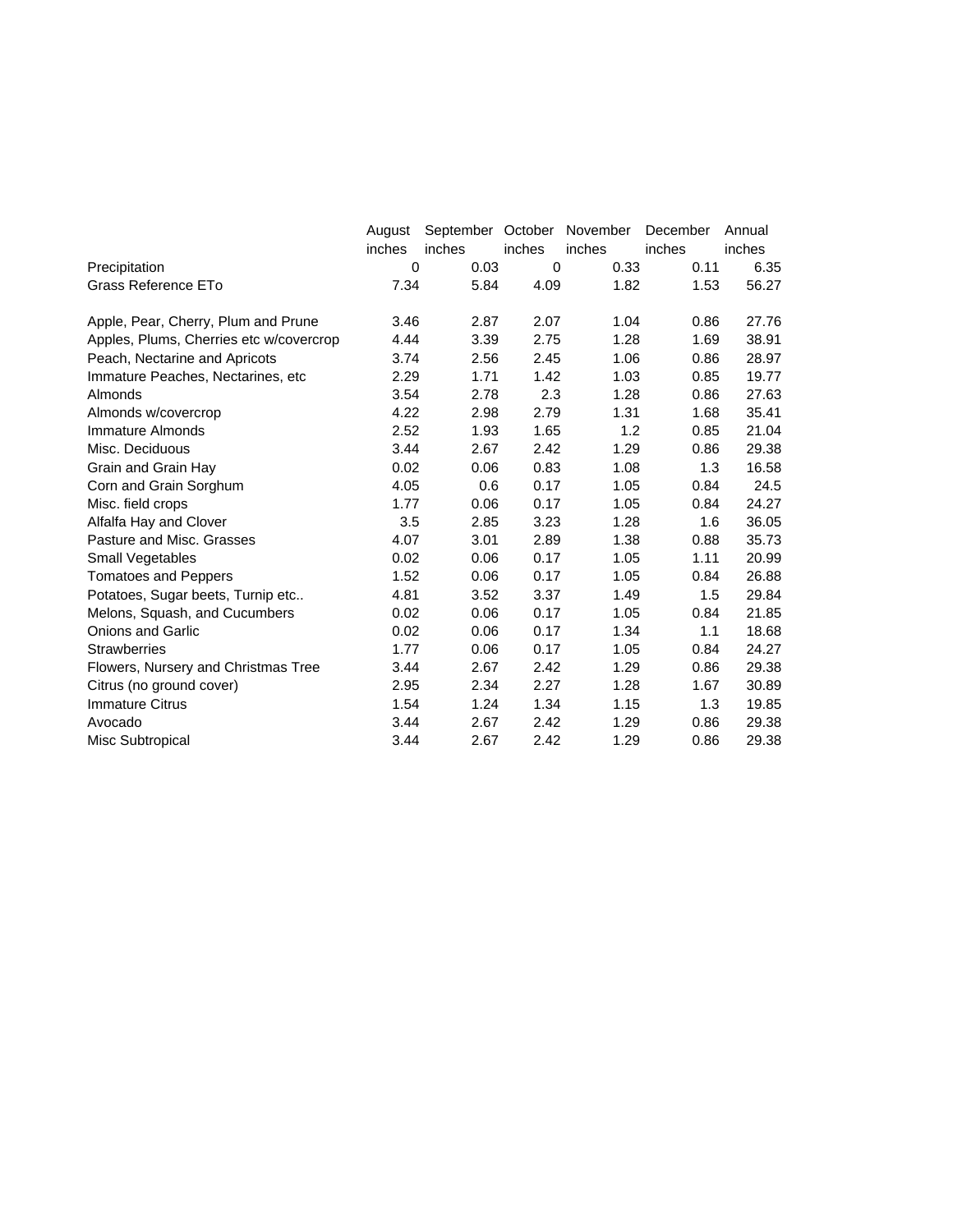| | August inches | September inches | October inches | November inches | December inches | Annual inches |
|---|---|---|---|---|---|---|
| Precipitation | 0 | 0.03 | 0 | 0.33 | 0.11 | 6.35 |
| Grass Reference ETo | 7.34 | 5.84 | 4.09 | 1.82 | 1.53 | 56.27 |
| | | | | | | |
| Apple, Pear, Cherry, Plum and Prune | 3.46 | 2.87 | 2.07 | 1.04 | 0.86 | 27.76 |
| Apples, Plums, Cherries etc w/covercrop | 4.44 | 3.39 | 2.75 | 1.28 | 1.69 | 38.91 |
| Peach, Nectarine and Apricots | 3.74 | 2.56 | 2.45 | 1.06 | 0.86 | 28.97 |
| Immature Peaches, Nectarines, etc | 2.29 | 1.71 | 1.42 | 1.03 | 0.85 | 19.77 |
| Almonds | 3.54 | 2.78 | 2.3 | 1.28 | 0.86 | 27.63 |
| Almonds w/covercrop | 4.22 | 2.98 | 2.79 | 1.31 | 1.68 | 35.41 |
| Immature Almonds | 2.52 | 1.93 | 1.65 | 1.2 | 0.85 | 21.04 |
| Misc. Deciduous | 3.44 | 2.67 | 2.42 | 1.29 | 0.86 | 29.38 |
| Grain and Grain Hay | 0.02 | 0.06 | 0.83 | 1.08 | 1.3 | 16.58 |
| Corn and Grain Sorghum | 4.05 | 0.6 | 0.17 | 1.05 | 0.84 | 24.5 |
| Misc. field crops | 1.77 | 0.06 | 0.17 | 1.05 | 0.84 | 24.27 |
| Alfalfa Hay and Clover | 3.5 | 2.85 | 3.23 | 1.28 | 1.6 | 36.05 |
| Pasture and Misc. Grasses | 4.07 | 3.01 | 2.89 | 1.38 | 0.88 | 35.73 |
| Small Vegetables | 0.02 | 0.06 | 0.17 | 1.05 | 1.11 | 20.99 |
| Tomatoes and Peppers | 1.52 | 0.06 | 0.17 | 1.05 | 0.84 | 26.88 |
| Potatoes, Sugar beets, Turnip etc.. | 4.81 | 3.52 | 3.37 | 1.49 | 1.5 | 29.84 |
| Melons, Squash, and Cucumbers | 0.02 | 0.06 | 0.17 | 1.05 | 0.84 | 21.85 |
| Onions and Garlic | 0.02 | 0.06 | 0.17 | 1.34 | 1.1 | 18.68 |
| Strawberries | 1.77 | 0.06 | 0.17 | 1.05 | 0.84 | 24.27 |
| Flowers, Nursery and Christmas Tree | 3.44 | 2.67 | 2.42 | 1.29 | 0.86 | 29.38 |
| Citrus (no ground cover) | 2.95 | 2.34 | 2.27 | 1.28 | 1.67 | 30.89 |
| Immature Citrus | 1.54 | 1.24 | 1.34 | 1.15 | 1.3 | 19.85 |
| Avocado | 3.44 | 2.67 | 2.42 | 1.29 | 0.86 | 29.38 |
| Misc Subtropical | 3.44 | 2.67 | 2.42 | 1.29 | 0.86 | 29.38 |